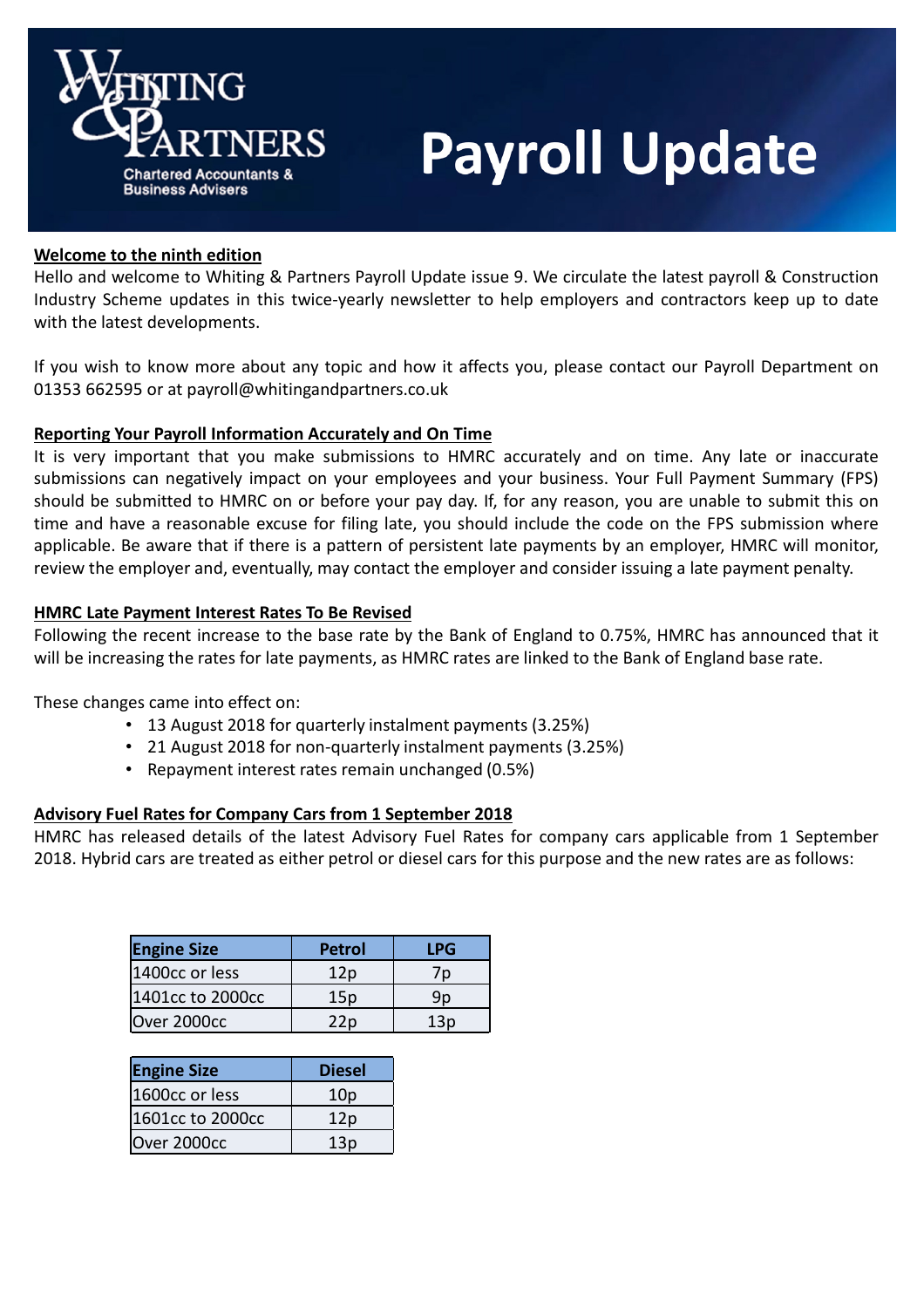# Whiting & Partners

Chartered Accountants & Business Advisers

# Payroll Update

## Welcome to the ninth edition

Hello and welcome to Whiting & Partners Payroll Update issue 9. We circulate the latest payroll & Construction Industry Scheme updates in this twice-yearly newsletter to help employers and contractors keep up to date with the latest developments.

If you wish to know more about any topic and how it affects you, please contact our Payroll Department on 01353 662595 or at payroll@whitingandpartners.co.uk

## Reporting Your Payroll Information Accurately and On Time

It is very important that you make submissions to HMRC accurately and on time. Any late or inaccurate submissions can negatively impact on your employees and your business. Your Full Payment Summary (FPS) should be submitted to HMRC on or before your pay day. If, for any reason, you are unable to submit this on time and have a reasonable excuse for filing late, you should include the code on the FPS submission where applicable. Be aware that if there is a pattern of persistent late payments by an employer, HMRC will monitor, review the employer and, eventually, may contact the employer and consider issuing a late payment penalty.

## HMRC Late Payment Interest Rates To Be Revised

Following the recent increase to the base rate by the Bank of England to 0.75%, HMRC has announced that it will be increasing the rates for late payments, as HMRC rates are linked to the Bank of England base rate.

These changes came into effect on:

- 13 August 2018 for quarterly instalment payments (3.25%)
- 21 August 2018 for non-quarterly instalment payments (3.25%)
- Repayment interest rates remain unchanged (0.5%)

## Advisory Fuel Rates for Company Cars from 1 September 2018

HMRC has released details of the latest Advisory Fuel Rates for company cars applicable from 1 September 2018. Hybrid cars are treated as either petrol or diesel cars for this purpose and the new rates are as follows:

| Engine Size | Petrol | LPG |
|---|---|---|
| 1400cc or less | 12p | 7p |
| 1401cc to 2000cc | 15p | 9p |
| Over 2000cc | 22p | 13p |

| Engine Size | Diesel |
|---|---|
| 1600cc or less | 10p |
| 1601cc to 2000cc | 12p |
| Over 2000cc | 13p |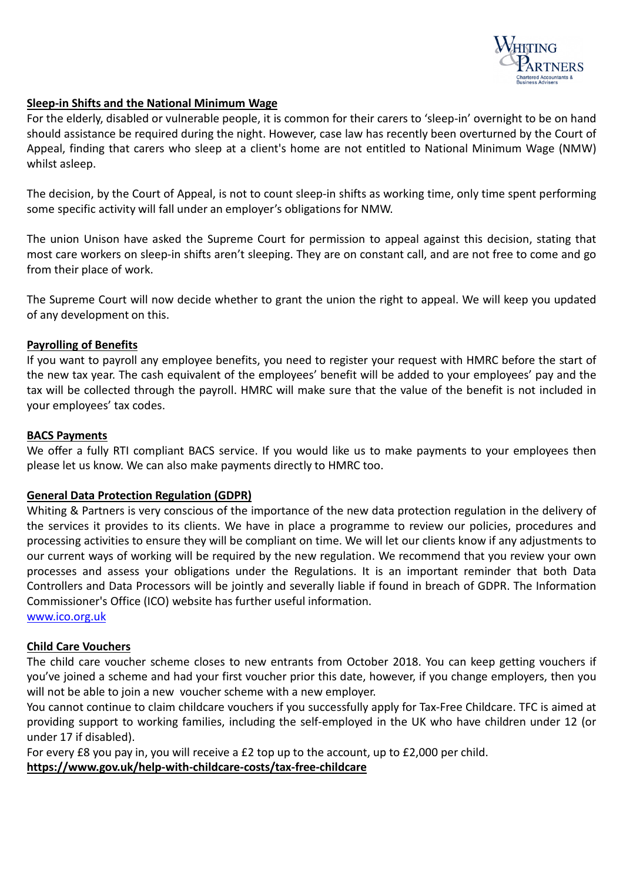## Sleep-in Shifts and the National Minimum Wage

For the elderly, disabled or vulnerable people, it is common for their carers to 'sleep-in' overnight to be on hand should assistance be required during the night. However, case law has recently been overturned by the Court of Appeal, finding that carers who sleep at a client's home are not entitled to National Minimum Wage (NMW) whilst asleep.

The decision, by the Court of Appeal, is not to count sleep-in shifts as working time, only time spent performing some specific activity will fall under an employer's obligations for NMW.

The union Unison have asked the Supreme Court for permission to appeal against this decision, stating that most care workers on sleep-in shifts aren't sleeping. They are on constant call, and are not free to come and go from their place of work.

The Supreme Court will now decide whether to grant the union the right to appeal. We will keep you updated of any development on this.

## Payrolling of Benefits

If you want to payroll any employee benefits, you need to register your request with HMRC before the start of the new tax year. The cash equivalent of the employees' benefit will be added to your employees' pay and the tax will be collected through the payroll. HMRC will make sure that the value of the benefit is not included in your employees' tax codes.

## BACS Payments

We offer a fully RTI compliant BACS service. If you would like us to make payments to your employees then please let us know. We can also make payments directly to HMRC too.

## General Data Protection Regulation (GDPR)

Whiting & Partners is very conscious of the importance of the new data protection regulation in the delivery of the services it provides to its clients. We have in place a programme to review our policies, procedures and processing activities to ensure they will be compliant on time. We will let our clients know if any adjustments to our current ways of working will be required by the new regulation. We recommend that you review your own processes and assess your obligations under the Regulations. It is an important reminder that both Data Controllers and Data Processors will be jointly and severally liable if found in breach of GDPR. The Information Commissioner's Office (ICO) website has further useful information.

www.ico.org.uk

## Child Care Vouchers

The child care voucher scheme closes to new entrants from October 2018. You can keep getting vouchers if you've joined a scheme and had your first voucher prior this date, however, if you change employers, then you will not be able to join a new voucher scheme with a new employer.

You cannot continue to claim childcare vouchers if you successfully apply for Tax-Free Childcare. TFC is aimed at providing support to working families, including the self-employed in the UK who have children under 12 (or under 17 if disabled).

For every £8 you pay in, you will receive a £2 top up to the account, up to £2,000 per child.

**https://www.gov.uk/help-with-childcare-costs/tax-free-childcare**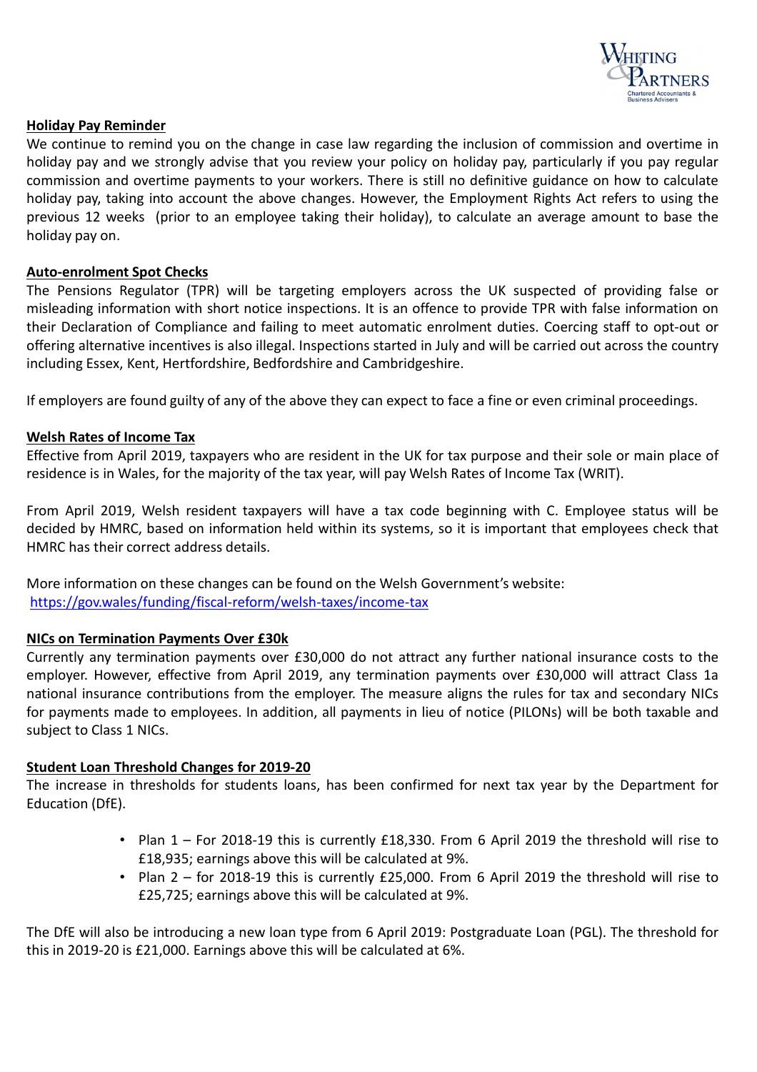## **Holiday Pay Reminder**

We continue to remind you on the change in case law regarding the inclusion of commission and overtime in holiday pay and we strongly advise that you review your policy on holiday pay, particularly if you pay regular commission and overtime payments to your workers. There is still no definitive guidance on how to calculate holiday pay, taking into account the above changes. However, the Employment Rights Act refers to using the previous 12 weeks (prior to an employee taking their holiday), to calculate an average amount to base the holiday pay on.

## **Auto-enrolment Spot Checks**

The Pensions Regulator (TPR) will be targeting employers across the UK suspected of providing false or misleading information with short notice inspections. It is an offence to provide TPR with false information on their Declaration of Compliance and failing to meet automatic enrolment duties. Coercing staff to opt-out or offering alternative incentives is also illegal. Inspections started in July and will be carried out across the country including Essex, Kent, Hertfordshire, Bedfordshire and Cambridgeshire.

If employers are found guilty of any of the above they can expect to face a fine or even criminal proceedings.

## **Welsh Rates of Income Tax**

Effective from April 2019, taxpayers who are resident in the UK for tax purpose and their sole or main place of residence is in Wales, for the majority of the tax year, will pay Welsh Rates of Income Tax (WRIT).

From April 2019, Welsh resident taxpayers will have a tax code beginning with C. Employee status will be decided by HMRC, based on information held within its systems, so it is important that employees check that HMRC has their correct address details.

More information on these changes can be found on the Welsh Government's website:
https://gov.wales/funding/fiscal-reform/welsh-taxes/income-tax

## **NICs on Termination Payments Over £30k**

Currently any termination payments over £30,000 do not attract any further national insurance costs to the employer. However, effective from April 2019, any termination payments over £30,000 will attract Class 1a national insurance contributions from the employer. The measure aligns the rules for tax and secondary NICs for payments made to employees. In addition, all payments in lieu of notice (PILONs) will be both taxable and subject to Class 1 NICs.

## **Student Loan Threshold Changes for 2019-20**

The increase in thresholds for students loans, has been confirmed for next tax year by the Department for Education (DfE).

- Plan 1 – For 2018-19 this is currently £18,330. From 6 April 2019 the threshold will rise to £18,935; earnings above this will be calculated at 9%.
- Plan 2 – for 2018-19 this is currently £25,000. From 6 April 2019 the threshold will rise to £25,725; earnings above this will be calculated at 9%.

The DfE will also be introducing a new loan type from 6 April 2019: Postgraduate Loan (PGL). The threshold for this in 2019-20 is £21,000. Earnings above this will be calculated at 6%.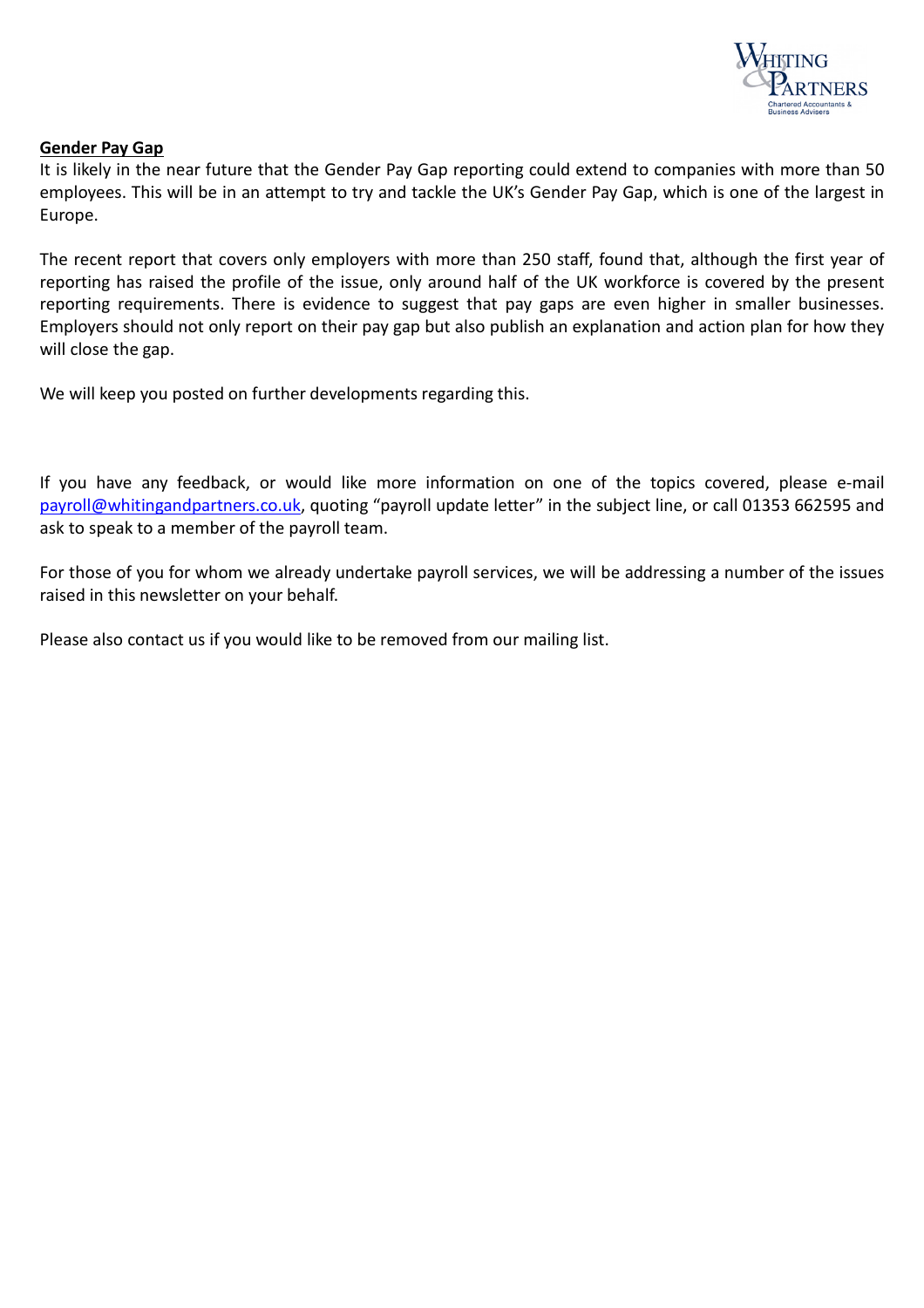**Gender Pay Gap**

It is likely in the near future that the Gender Pay Gap reporting could extend to companies with more than 50 employees. This will be in an attempt to try and tackle the UK's Gender Pay Gap, which is one of the largest in Europe.

The recent report that covers only employers with more than 250 staff, found that, although the first year of reporting has raised the profile of the issue, only around half of the UK workforce is covered by the present reporting requirements. There is evidence to suggest that pay gaps are even higher in smaller businesses. Employers should not only report on their pay gap but also publish an explanation and action plan for how they will close the gap.

We will keep you posted on further developments regarding this.

If you have any feedback, or would like more information on one of the topics covered, please e-mail payroll@whitingandpartners.co.uk, quoting "payroll update letter" in the subject line, or call 01353 662595 and ask to speak to a member of the payroll team.

For those of you for whom we already undertake payroll services, we will be addressing a number of the issues raised in this newsletter on your behalf.

Please also contact us if you would like to be removed from our mailing list.